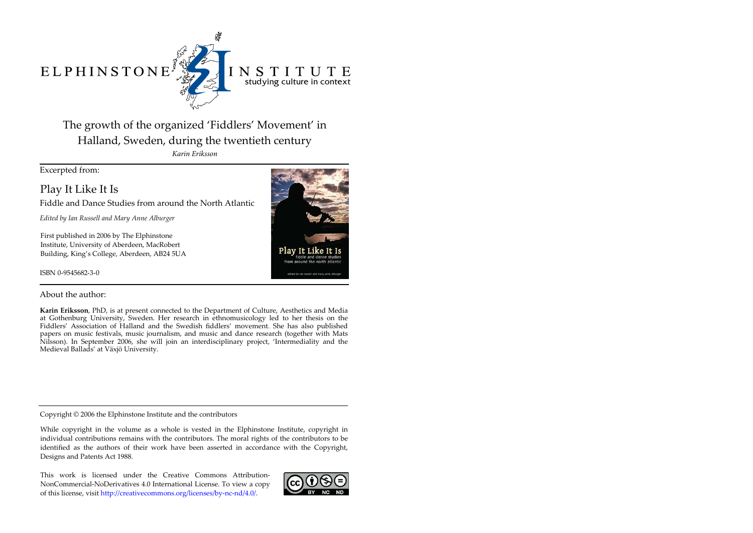ELPHINSTONE INSTITUTE
studying culture in context

# The growth of the organized 'Fiddlers' Movement' in Halland, Sweden, during the twentieth century

*Karin Eriksson*

Excerpted from:

## Play It Like It Is

Fiddle and Dance Studies from around the North Atlantic

*Edited by Ian Russell and Mary Anne Alburger*

First published in 2006 by The Elphinstone Institute, University of Aberdeen, MacRobert Building, King's College, Aberdeen, AB24 5UA

ISBN 0-9545682-3-0

About the author:

**Karin Eriksson**, PhD, is at present connected to the Department of Culture, Aesthetics and Media at Gothenburg University, Sweden. Her research in ethnomusicology led to her thesis on the Fiddlers' Association of Halland and the Swedish fiddlers' movement. She has also published papers on music festivals, music journalism, and music and dance research (together with Mats Nilsson). In September 2006, she will join an interdisciplinary project, 'Intermediality and the Medieval Ballads' at Växjö University.

Copyright © 2006 the Elphinstone Institute and the contributors

While copyright in the volume as a whole is vested in the Elphinstone Institute, copyright in individual contributions remains with the contributors. The moral rights of the contributors to be identified as the authors of their work have been asserted in accordance with the Copyright, Designs and Patents Act 1988.

This work is licensed under the Creative Commons Attribution-NonCommercial-NoDerivatives 4.0 International License. To view a copy of this license, visit http://creativecommons.org/licenses/by-nc-nd/4.0/.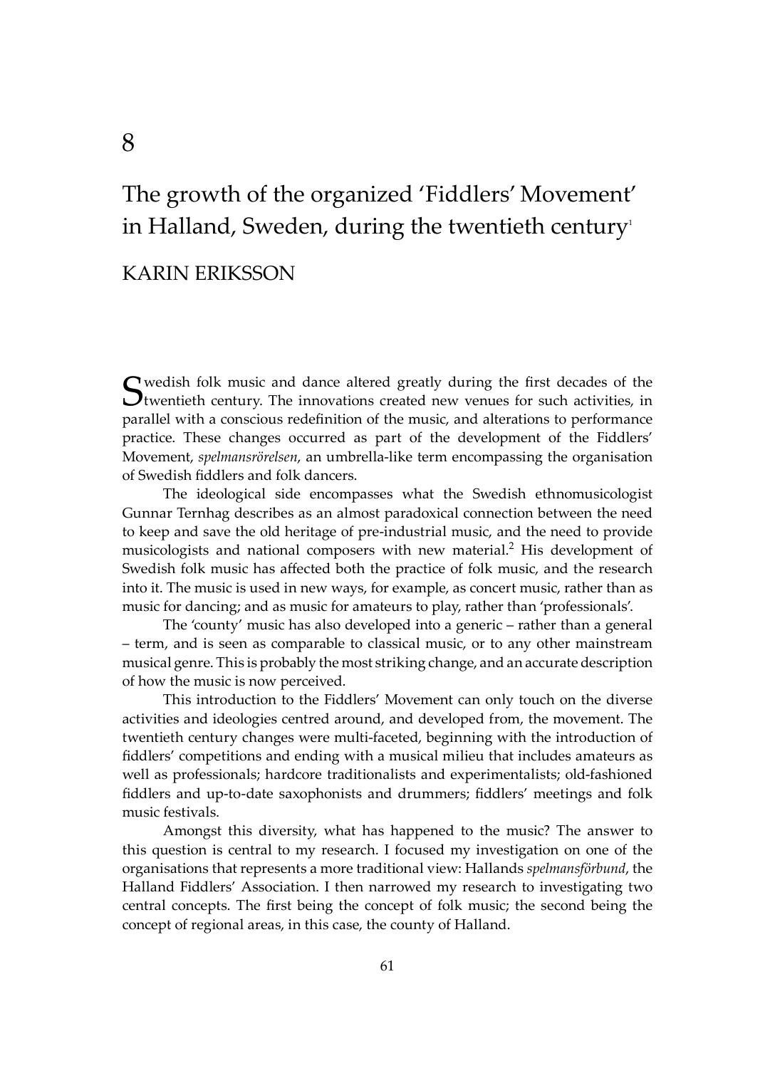# 8

# The growth of the organized 'Fiddlers' Movement' in Halland, Sweden, during the twentieth century[1]

## KARIN ERIKSSON

Swedish folk music and dance altered greatly during the first decades of the twentieth century. The innovations created new venues for such activities, in parallel with a conscious redefinition of the music, and alterations to performance practice. These changes occurred as part of the development of the Fiddlers' Movement, *spelmansrörelsen*, an umbrella-like term encompassing the organisation of Swedish fiddlers and folk dancers.

The ideological side encompasses what the Swedish ethnomusicologist Gunnar Ternhag describes as an almost paradoxical connection between the need to keep and save the old heritage of pre-industrial music, and the need to provide musicologists and national composers with new material.[2] His development of Swedish folk music has affected both the practice of folk music, and the research into it. The music is used in new ways, for example, as concert music, rather than as music for dancing; and as music for amateurs to play, rather than 'professionals'.

The 'county' music has also developed into a generic – rather than a general – term, and is seen as comparable to classical music, or to any other mainstream musical genre. This is probably the most striking change, and an accurate description of how the music is now perceived.

This introduction to the Fiddlers' Movement can only touch on the diverse activities and ideologies centred around, and developed from, the movement. The twentieth century changes were multi-faceted, beginning with the introduction of fiddlers' competitions and ending with a musical milieu that includes amateurs as well as professionals; hardcore traditionalists and experimentalists; old-fashioned fiddlers and up-to-date saxophonists and drummers; fiddlers' meetings and folk music festivals.

Amongst this diversity, what has happened to the music? The answer to this question is central to my research. I focused my investigation on one of the organisations that represents a more traditional view: Hallands *spelmansförbund*, the Halland Fiddlers' Association. I then narrowed my research to investigating two central concepts. The first being the concept of folk music; the second being the concept of regional areas, in this case, the county of Halland.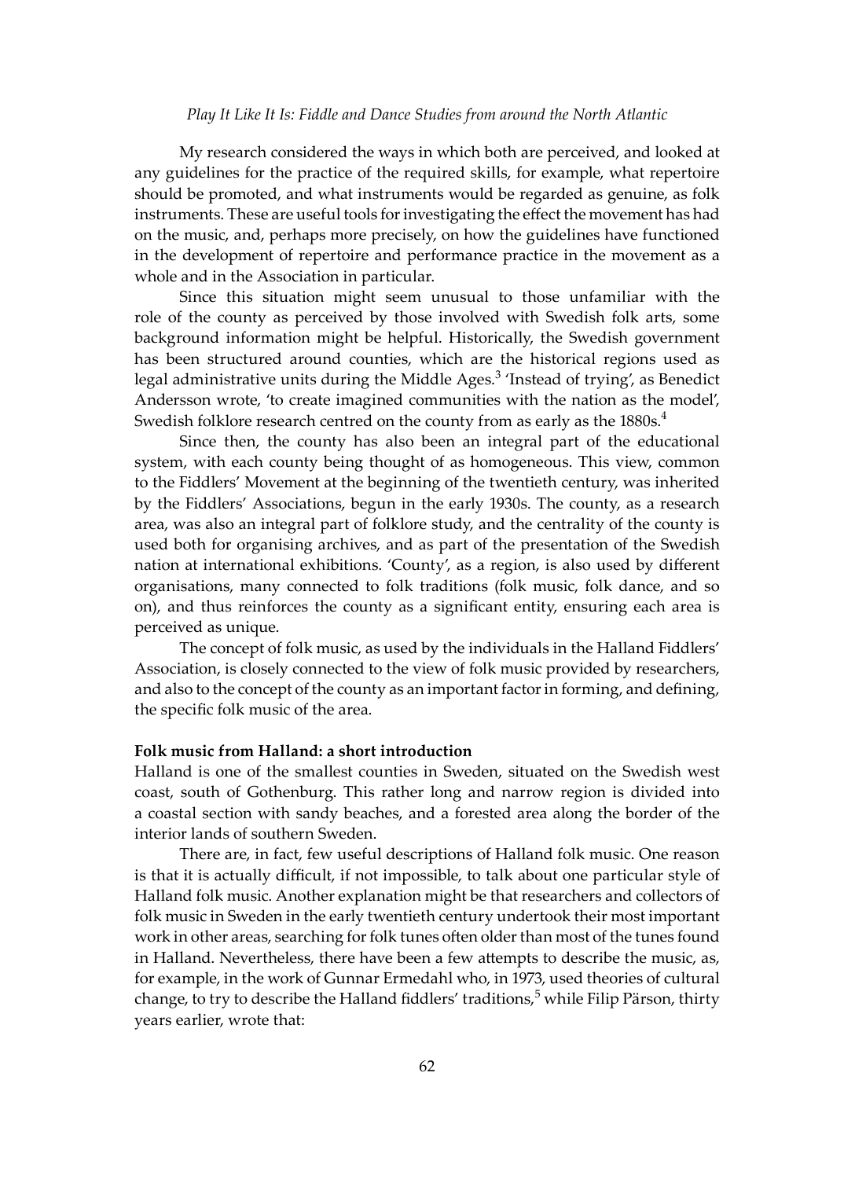My research considered the ways in which both are perceived, and looked at any guidelines for the practice of the required skills, for example, what repertoire should be promoted, and what instruments would be regarded as genuine, as folk instruments. These are useful tools for investigating the effect the movement has had on the music, and, perhaps more precisely, on how the guidelines have functioned in the development of repertoire and performance practice in the movement as a whole and in the Association in particular.

Since this situation might seem unusual to those unfamiliar with the role of the county as perceived by those involved with Swedish folk arts, some background information might be helpful. Historically, the Swedish government has been structured around counties, which are the historical regions used as legal administrative units during the Middle Ages.[3] 'Instead of trying', as Benedict Andersson wrote, 'to create imagined communities with the nation as the model', Swedish folklore research centred on the county from as early as the 1880s.[4]

Since then, the county has also been an integral part of the educational system, with each county being thought of as homogeneous. This view, common to the Fiddlers' Movement at the beginning of the twentieth century, was inherited by the Fiddlers' Associations, begun in the early 1930s. The county, as a research area, was also an integral part of folklore study, and the centrality of the county is used both for organising archives, and as part of the presentation of the Swedish nation at international exhibitions. 'County', as a region, is also used by different organisations, many connected to folk traditions (folk music, folk dance, and so on), and thus reinforces the county as a significant entity, ensuring each area is perceived as unique.

The concept of folk music, as used by the individuals in the Halland Fiddlers' Association, is closely connected to the view of folk music provided by researchers, and also to the concept of the county as an important factor in forming, and defining, the specific folk music of the area.

**Folk music from Halland: a short introduction**

Halland is one of the smallest counties in Sweden, situated on the Swedish west coast, south of Gothenburg. This rather long and narrow region is divided into a coastal section with sandy beaches, and a forested area along the border of the interior lands of southern Sweden.

There are, in fact, few useful descriptions of Halland folk music. One reason is that it is actually difficult, if not impossible, to talk about one particular style of Halland folk music. Another explanation might be that researchers and collectors of folk music in Sweden in the early twentieth century undertook their most important work in other areas, searching for folk tunes often older than most of the tunes found in Halland. Nevertheless, there have been a few attempts to describe the music, as, for example, in the work of Gunnar Ermedahl who, in 1973, used theories of cultural change, to try to describe the Halland fiddlers' traditions,[5] while Filip Pärson, thirty years earlier, wrote that: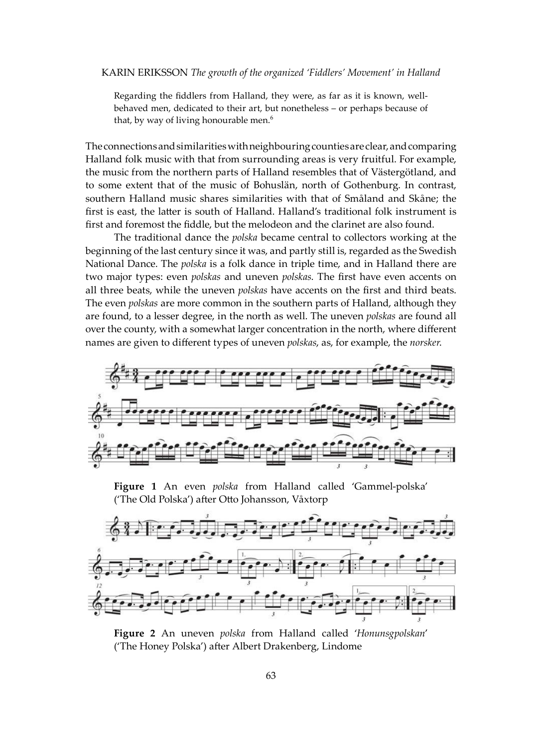Regarding the fiddlers from Halland, they were, as far as it is known, well-behaved men, dedicated to their art, but nonetheless – or perhaps because of that, by way of living honourable men.[6]

The connections and similarities with neighbouring counties are clear, and comparing Halland folk music with that from surrounding areas is very fruitful. For example, the music from the northern parts of Halland resembles that of Västergötland, and to some extent that of the music of Bohuslän, north of Gothenburg. In contrast, southern Halland music shares similarities with that of Småland and Skåne; the first is east, the latter is south of Halland. Halland's traditional folk instrument is first and foremost the fiddle, but the melodeon and the clarinet are also found.

The traditional dance the *polska* became central to collectors working at the beginning of the last century since it was, and partly still is, regarded as the Swedish National Dance. The *polska* is a folk dance in triple time, and in Halland there are two major types: even *polskas* and uneven *polskas*. The first have even accents on all three beats, while the uneven *polskas* have accents on the first and third beats. The even *polskas* are more common in the southern parts of Halland, although they are found, to a lesser degree, in the north as well. The uneven *polskas* are found all over the county, with a somewhat larger concentration in the north, where different names are given to different types of uneven *polskas*, as, for example, the *norsker*.

**Figure 1** An even *polska* from Halland called 'Gammel-polska' ('The Old Polska') after Otto Johansson, Våxtorp

**Figure 2** An uneven *polska* from Halland called '*Honunsgpolskan*' ('The Honey Polska') after Albert Drakenberg, Lindome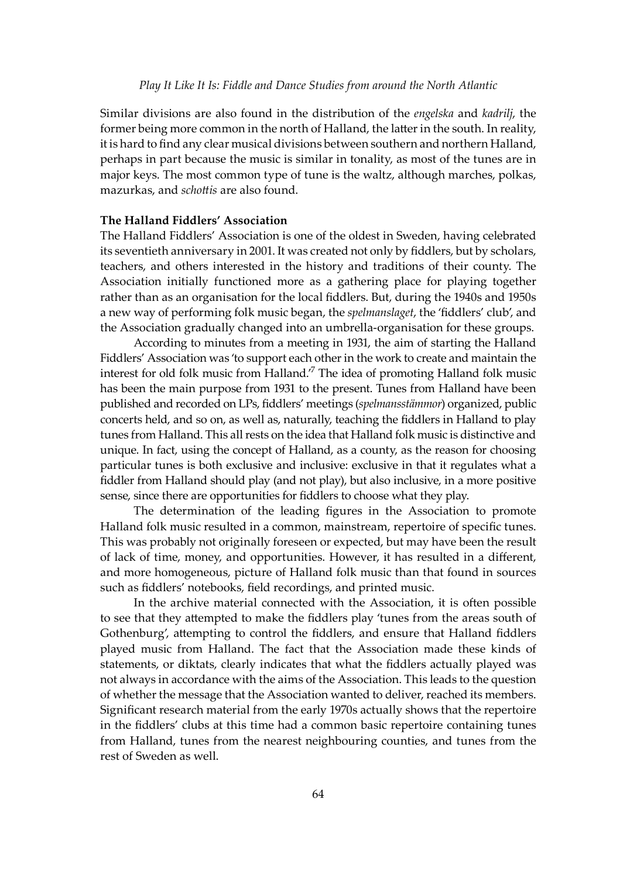Similar divisions are also found in the distribution of the *engelska* and *kadrilj*, the former being more common in the north of Halland, the latter in the south. In reality, it is hard to find any clear musical divisions between southern and northern Halland, perhaps in part because the music is similar in tonality, as most of the tunes are in major keys. The most common type of tune is the waltz, although marches, polkas, mazurkas, and *schottis* are also found.

**The Halland Fiddlers' Association**

The Halland Fiddlers' Association is one of the oldest in Sweden, having celebrated its seventieth anniversary in 2001. It was created not only by fiddlers, but by scholars, teachers, and others interested in the history and traditions of their county. The Association initially functioned more as a gathering place for playing together rather than as an organisation for the local fiddlers. But, during the 1940s and 1950s a new way of performing folk music began, the *spelmanslaget*, the 'fiddlers' club', and the Association gradually changed into an umbrella-organisation for these groups.

According to minutes from a meeting in 1931, the aim of starting the Halland Fiddlers' Association was 'to support each other in the work to create and maintain the interest for old folk music from Halland.'[7] The idea of promoting Halland folk music has been the main purpose from 1931 to the present. Tunes from Halland have been published and recorded on LPs, fiddlers' meetings (*spelmansstämmor*) organized, public concerts held, and so on, as well as, naturally, teaching the fiddlers in Halland to play tunes from Halland. This all rests on the idea that Halland folk music is distinctive and unique. In fact, using the concept of Halland, as a county, as the reason for choosing particular tunes is both exclusive and inclusive: exclusive in that it regulates what a fiddler from Halland should play (and not play), but also inclusive, in a more positive sense, since there are opportunities for fiddlers to choose what they play.

The determination of the leading figures in the Association to promote Halland folk music resulted in a common, mainstream, repertoire of specific tunes. This was probably not originally foreseen or expected, but may have been the result of lack of time, money, and opportunities. However, it has resulted in a different, and more homogeneous, picture of Halland folk music than that found in sources such as fiddlers' notebooks, field recordings, and printed music.

In the archive material connected with the Association, it is often possible to see that they attempted to make the fiddlers play 'tunes from the areas south of Gothenburg', attempting to control the fiddlers, and ensure that Halland fiddlers played music from Halland. The fact that the Association made these kinds of statements, or diktats, clearly indicates that what the fiddlers actually played was not always in accordance with the aims of the Association. This leads to the question of whether the message that the Association wanted to deliver, reached its members. Significant research material from the early 1970s actually shows that the repertoire in the fiddlers' clubs at this time had a common basic repertoire containing tunes from Halland, tunes from the nearest neighbouring counties, and tunes from the rest of Sweden as well.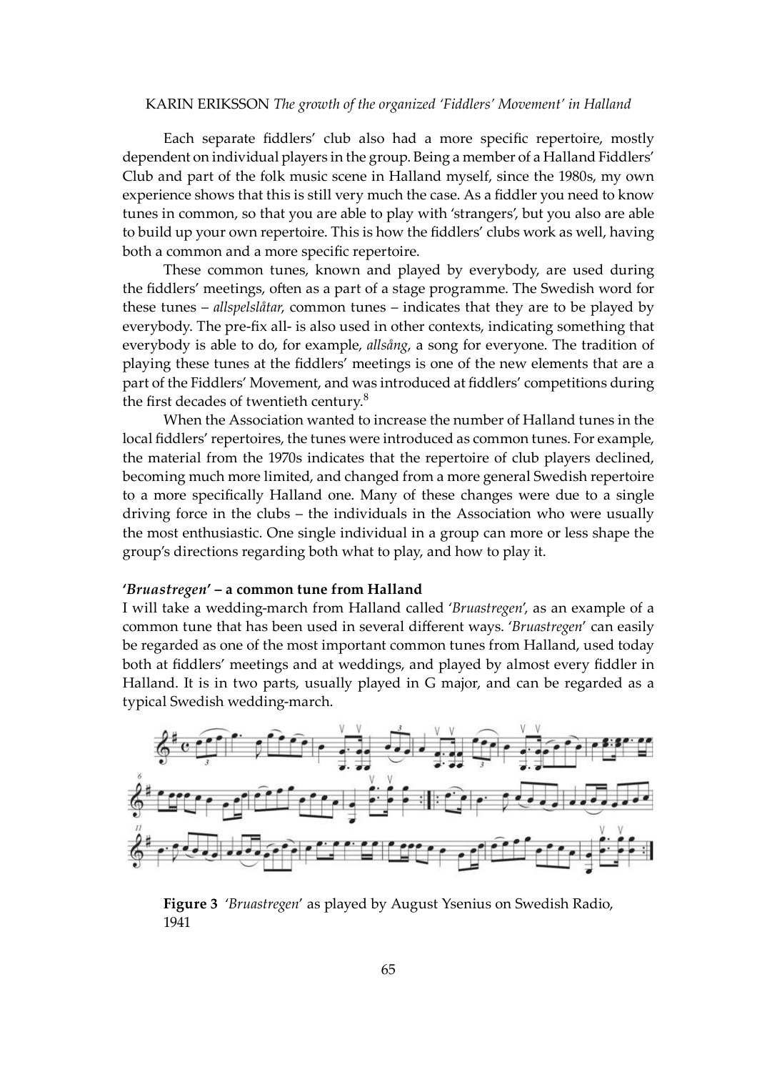Each separate fiddlers' club also had a more specific repertoire, mostly dependent on individual players in the group. Being a member of a Halland Fiddlers' Club and part of the folk music scene in Halland myself, since the 1980s, my own experience shows that this is still very much the case. As a fiddler you need to know tunes in common, so that you are able to play with 'strangers', but you also are able to build up your own repertoire. This is how the fiddlers' clubs work as well, having both a common and a more specific repertoire.

These common tunes, known and played by everybody, are used during the fiddlers' meetings, often as a part of a stage programme. The Swedish word for these tunes – *allspelslåtar*, common tunes – indicates that they are to be played by everybody. The pre-fix all- is also used in other contexts, indicating something that everybody is able to do, for example, *allsång*, a song for everyone. The tradition of playing these tunes at the fiddlers' meetings is one of the new elements that are a part of the Fiddlers' Movement, and was introduced at fiddlers' competitions during the first decades of twentieth century.[8]

When the Association wanted to increase the number of Halland tunes in the local fiddlers' repertoires, the tunes were introduced as common tunes. For example, the material from the 1970s indicates that the repertoire of club players declined, becoming much more limited, and changed from a more general Swedish repertoire to a more specifically Halland one. Many of these changes were due to a single driving force in the clubs – the individuals in the Association who were usually the most enthusiastic. One single individual in a group can more or less shape the group's directions regarding both what to play, and how to play it.

### '*Bruastregen*' – a common tune from Halland

I will take a wedding-march from Halland called '*Bruastregen*', as an example of a common tune that has been used in several different ways. '*Bruastregen*' can easily be regarded as one of the most important common tunes from Halland, used today both at fiddlers' meetings and at weddings, and played by almost every fiddler in Halland. It is in two parts, usually played in G major, and can be regarded as a typical Swedish wedding-march.

**Figure 3** '*Bruastregen*' as played by August Ysenius on Swedish Radio, 1941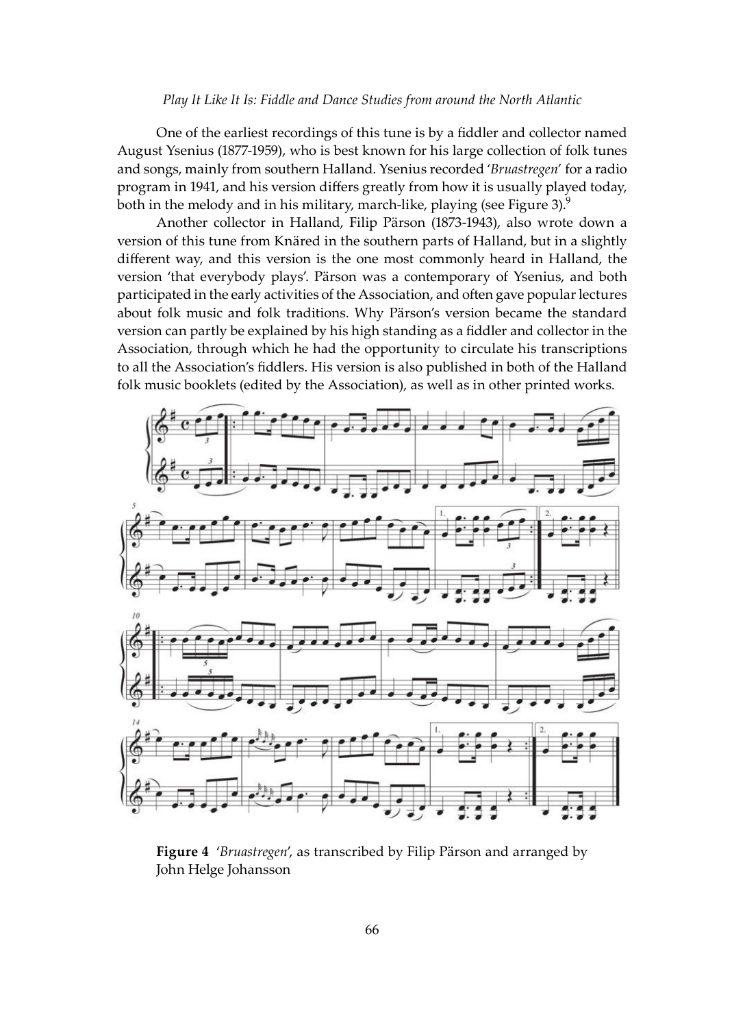One of the earliest recordings of this tune is by a fiddler and collector named August Ysenius (1877-1959), who is best known for his large collection of folk tunes and songs, mainly from southern Halland. Ysenius recorded '*Bruastregen*' for a radio program in 1941, and his version differs greatly from how it is usually played today, both in the melody and in his military, march-like, playing (see Figure 3).[9]

Another collector in Halland, Filip Pärson (1873-1943), also wrote down a version of this tune from Knäred in the southern parts of Halland, but in a slightly different way, and this version is the one most commonly heard in Halland, the version 'that everybody plays'. Pärson was a contemporary of Ysenius, and both participated in the early activities of the Association, and often gave popular lectures about folk music and folk traditions. Why Pärson's version became the standard version can partly be explained by his high standing as a fiddler and collector in the Association, through which he had the opportunity to circulate his transcriptions to all the Association's fiddlers. His version is also published in both of the Halland folk music booklets (edited by the Association), as well as in other printed works.

**Figure 4** '*Bruastregen*', as transcribed by Filip Pärson and arranged by John Helge Johansson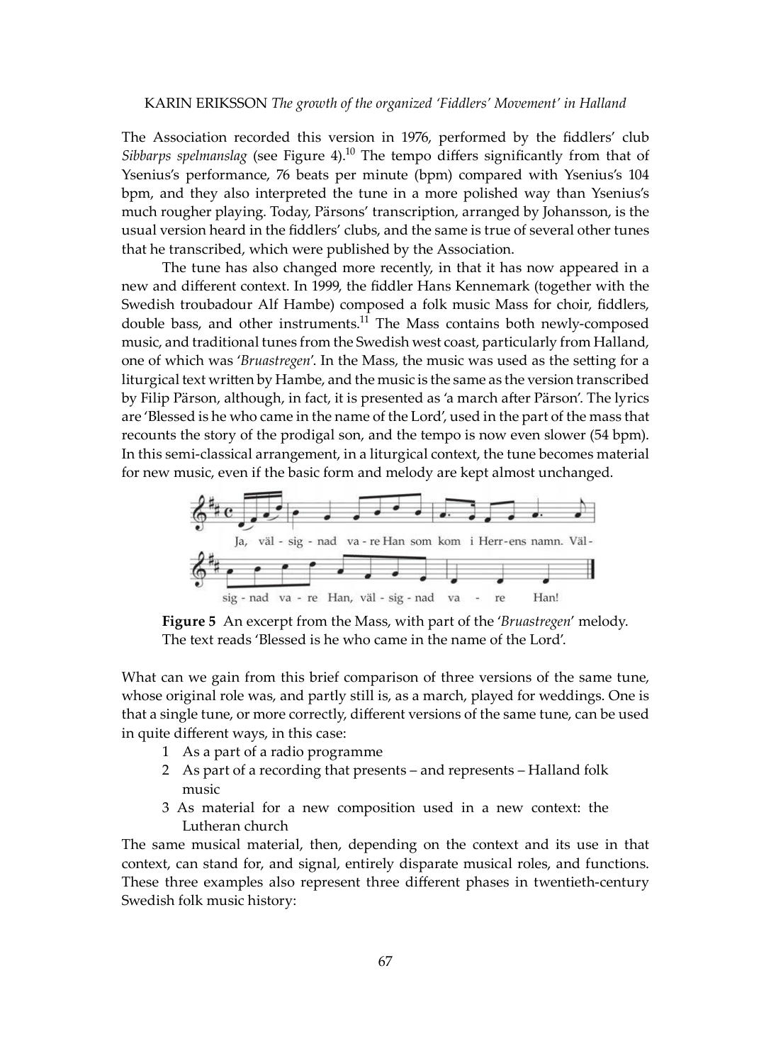The Association recorded this version in 1976, performed by the fiddlers' club *Sibbarps spelmanslag* (see Figure 4).[10] The tempo differs significantly from that of Ysenius's performance, 76 beats per minute (bpm) compared with Ysenius's 104 bpm, and they also interpreted the tune in a more polished way than Ysenius's much rougher playing. Today, Pärsons' transcription, arranged by Johansson, is the usual version heard in the fiddlers' clubs, and the same is true of several other tunes that he transcribed, which were published by the Association.

The tune has also changed more recently, in that it has now appeared in a new and different context. In 1999, the fiddler Hans Kennemark (together with the Swedish troubadour Alf Hambe) composed a folk music Mass for choir, fiddlers, double bass, and other instruments.[11] The Mass contains both newly-composed music, and traditional tunes from the Swedish west coast, particularly from Halland, one of which was '*Bruastregen*'. In the Mass, the music was used as the setting for a liturgical text written by Hambe, and the music is the same as the version transcribed by Filip Pärson, although, in fact, it is presented as 'a march after Pärson'. The lyrics are 'Blessed is he who came in the name of the Lord', used in the part of the mass that recounts the story of the prodigal son, and the tempo is now even slower (54 bpm). In this semi-classical arrangement, in a liturgical context, the tune becomes material for new music, even if the basic form and melody are kept almost unchanged.

Ja, väl - sig - nad va - re Han som kom i Herr-ens namn. Väl- sig - nad va - re Han, väl - sig - nad va - re Han!

**Figure 5** An excerpt from the Mass, with part of the '*Bruastregen*' melody. The text reads 'Blessed is he who came in the name of the Lord'.

What can we gain from this brief comparison of three versions of the same tune, whose original role was, and partly still is, as a march, played for weddings. One is that a single tune, or more correctly, different versions of the same tune, can be used in quite different ways, in this case:

1. As a part of a radio programme
2. As part of a recording that presents – and represents – Halland folk music
3. As material for a new composition used in a new context: the Lutheran church

The same musical material, then, depending on the context and its use in that context, can stand for, and signal, entirely disparate musical roles, and functions. These three examples also represent three different phases in twentieth-century Swedish folk music history: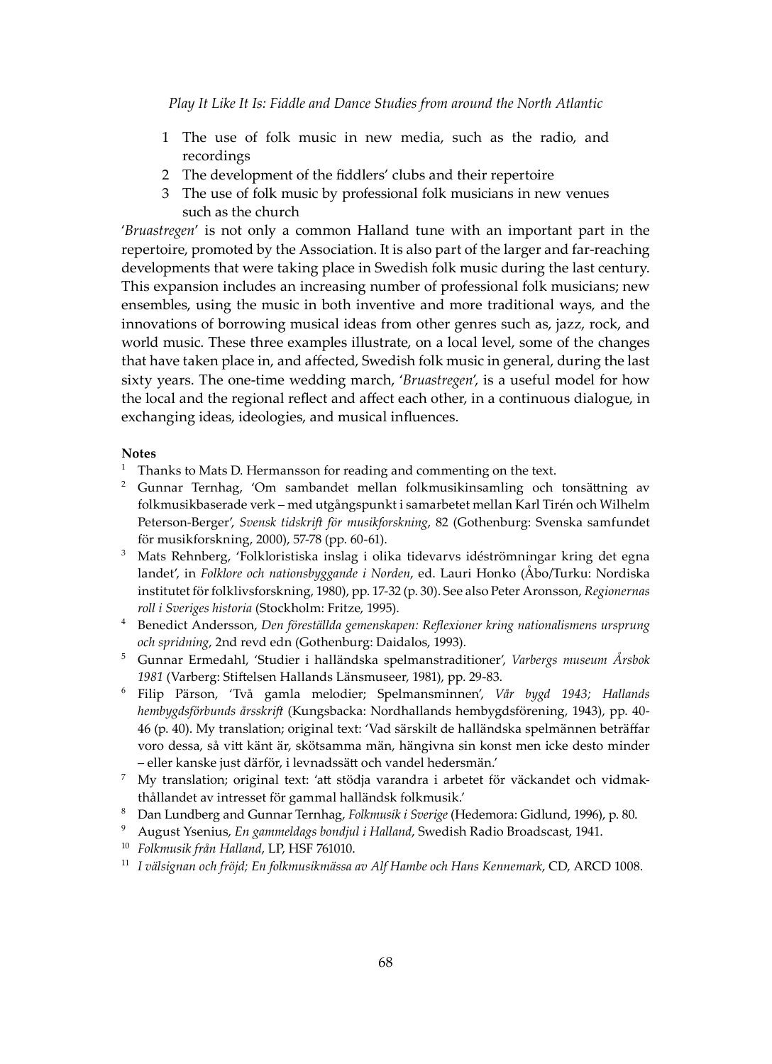1 The use of folk music in new media, such as the radio, and recordings
2 The development of the fiddlers' clubs and their repertoire
3 The use of folk music by professional folk musicians in new venues such as the church

'*Bruastregen*' is not only a common Halland tune with an important part in the repertoire, promoted by the Association. It is also part of the larger and far-reaching developments that were taking place in Swedish folk music during the last century. This expansion includes an increasing number of professional folk musicians; new ensembles, using the music in both inventive and more traditional ways, and the innovations of borrowing musical ideas from other genres such as, jazz, rock, and world music. These three examples illustrate, on a local level, some of the changes that have taken place in, and affected, Swedish folk music in general, during the last sixty years. The one-time wedding march, '*Bruastregen*', is a useful model for how the local and the regional reflect and affect each other, in a continuous dialogue, in exchanging ideas, ideologies, and musical influences.

**Notes**

1. Thanks to Mats D. Hermansson for reading and commenting on the text.
2. Gunnar Ternhag, 'Om sambandet mellan folkmusikinsamling och tonsättning av folkmusikbaserade verk – med utgångspunkt i samarbetet mellan Karl Tirén och Wilhelm Peterson-Berger', *Svensk tidskrift för musikforskning*, 82 (Gothenburg: Svenska samfundet för musikforskning, 2000), 57-78 (pp. 60-61).
3. Mats Rehnberg, 'Folkloristiska inslag i olika tidevarvs idéströmningar kring det egna landet', in *Folklore och nationsbyggande i Norden*, ed. Lauri Honko (Åbo/Turku: Nordiska institutet för folklivsforskning, 1980), pp. 17-32 (p. 30). See also Peter Aronsson, *Regionernas roll i Sveriges historia* (Stockholm: Fritze, 1995).
4. Benedict Andersson, *Den föreställda gemenskapen: Reflexioner kring nationalismens ursprung och spridning*, 2nd revd edn (Gothenburg: Daidalos, 1993).
5. Gunnar Ermedahl, 'Studier i halländska spelmanstraditioner', *Varbergs museum Årsbok 1981* (Varberg: Stiftelsen Hallands Länsmuseer, 1981), pp. 29-83.
6. Filip Pärson, 'Två gamla melodier; Spelmansminnen', *Vår bygd 1943; Hallands hembygdsförbunds årsskrift* (Kungsbacka: Nordhallands hembygdsförening, 1943), pp. 40-46 (p. 40). My translation; original text: 'Vad särskilt de halländska spelmännen beträffar voro dessa, så vitt känt är, skötsamma män, hängivna sin konst men icke desto minder – eller kanske just därför, i levnadssätt och vandel hedersmän.'
7. My translation; original text: 'att stödja varandra i arbetet för väckandet och vidmakthållandet av intresset för gammal halländsk folkmusik.'
8. Dan Lundberg and Gunnar Ternhag, *Folkmusik i Sverige* (Hedemora: Gidlund, 1996), p. 80.
9. August Ysenius, *En gammeldags bondjul i Halland*, Swedish Radio Broadcast, 1941.
10. *Folkmusik från Halland*, LP, HSF 761010.
11. *I välsignan och fröjd; En folkmusikmässa av Alf Hambe och Hans Kennemark*, CD, ARCD 1008.